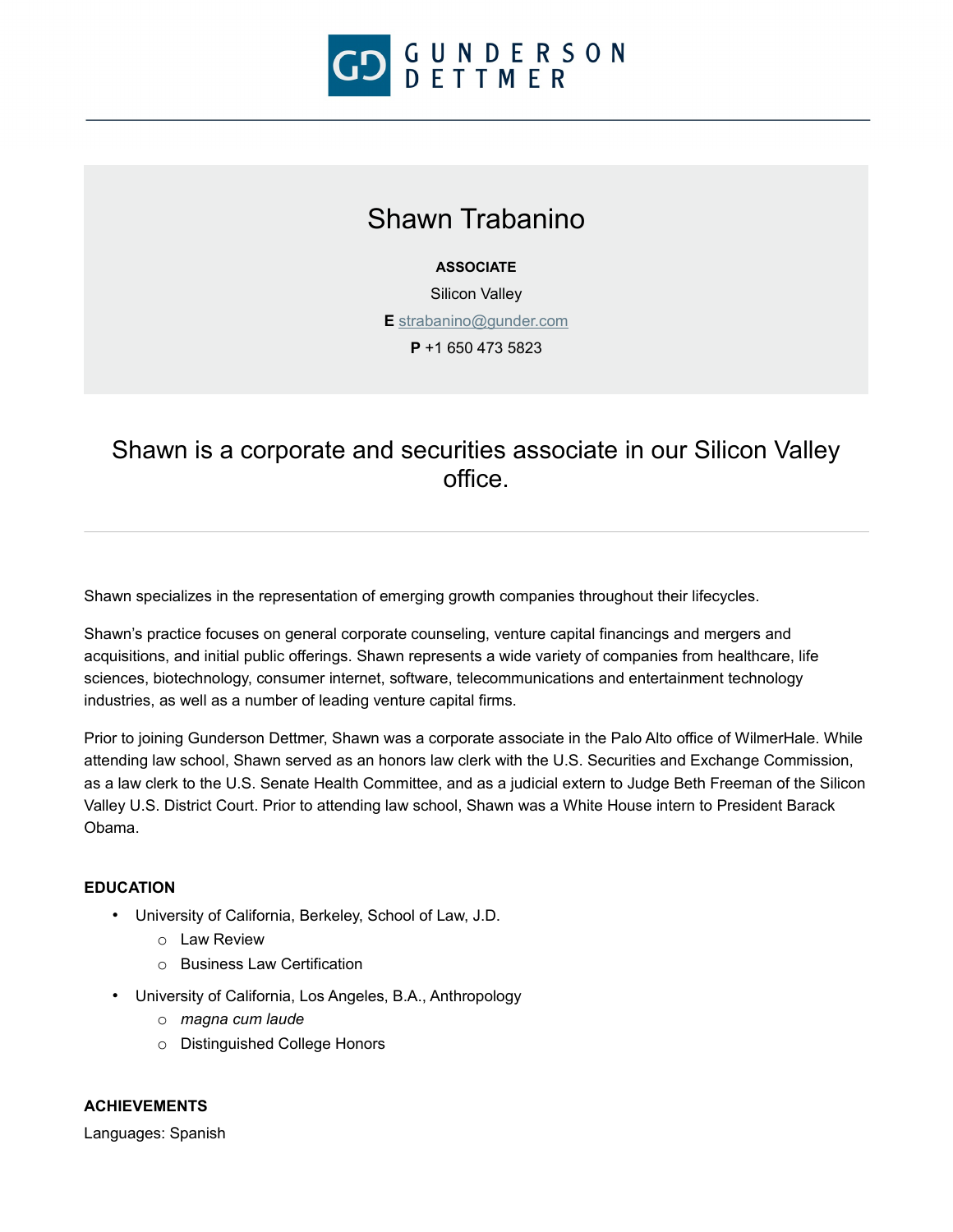GUNDERSON DETTMER

# Shawn Trabanino

**ASSOCIATE**

Silicon Valley

**E** strabanino@gunder.com

**P** +1 650 473 5823

## Shawn is a corporate and securities associate in our Silicon Valley office.

---

Shawn specializes in the representation of emerging growth companies throughout their lifecycles.

Shawn's practice focuses on general corporate counseling, venture capital financings and mergers and acquisitions, and initial public offerings. Shawn represents a wide variety of companies from healthcare, life sciences, biotechnology, consumer internet, software, telecommunications and entertainment technology industries, as well as a number of leading venture capital firms.

Prior to joining Gunderson Dettmer, Shawn was a corporate associate in the Palo Alto office of WilmerHale. While attending law school, Shawn served as an honors law clerk with the U.S. Securities and Exchange Commission, as a law clerk to the U.S. Senate Health Committee, and as a judicial extern to Judge Beth Freeman of the Silicon Valley U.S. District Court. Prior to attending law school, Shawn was a White House intern to President Barack Obama.

**EDUCATION**

- University of California, Berkeley, School of Law, J.D.
  - Law Review
  - Business Law Certification
- University of California, Los Angeles, B.A., Anthropology
  - *magna cum laude*
  - Distinguished College Honors

**ACHIEVEMENTS**

Languages: Spanish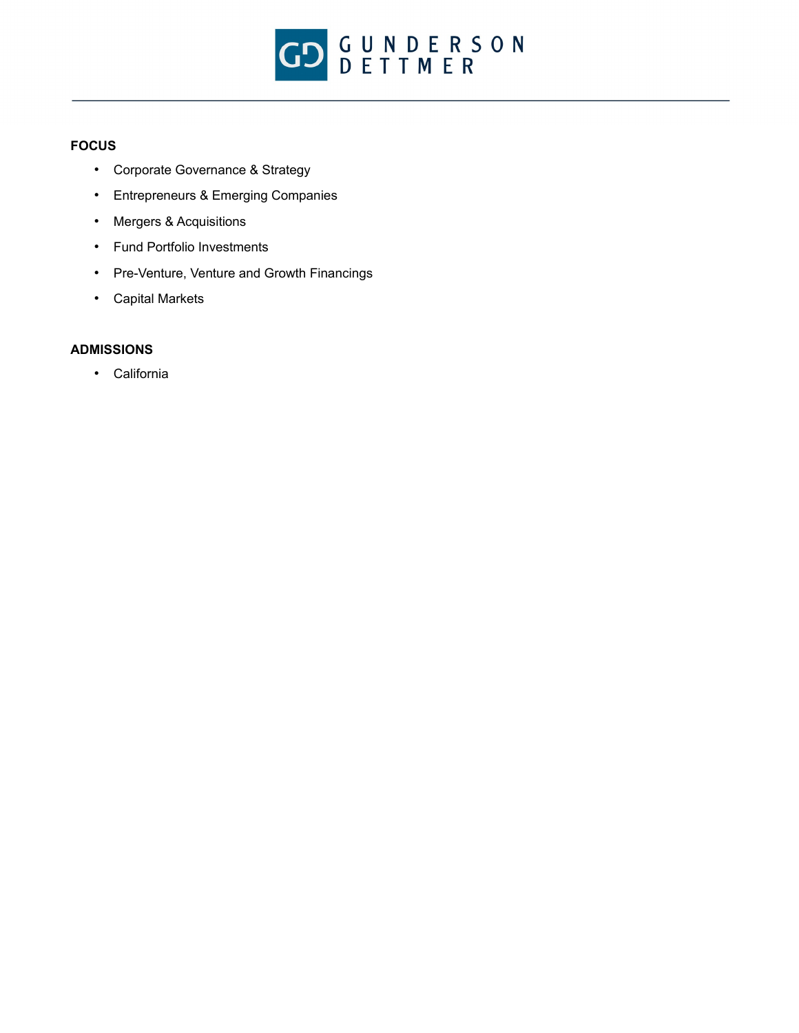**FOCUS**

- Corporate Governance & Strategy
- Entrepreneurs & Emerging Companies
- Mergers & Acquisitions
- Fund Portfolio Investments
- Pre-Venture, Venture and Growth Financings
- Capital Markets

**ADMISSIONS**

- California